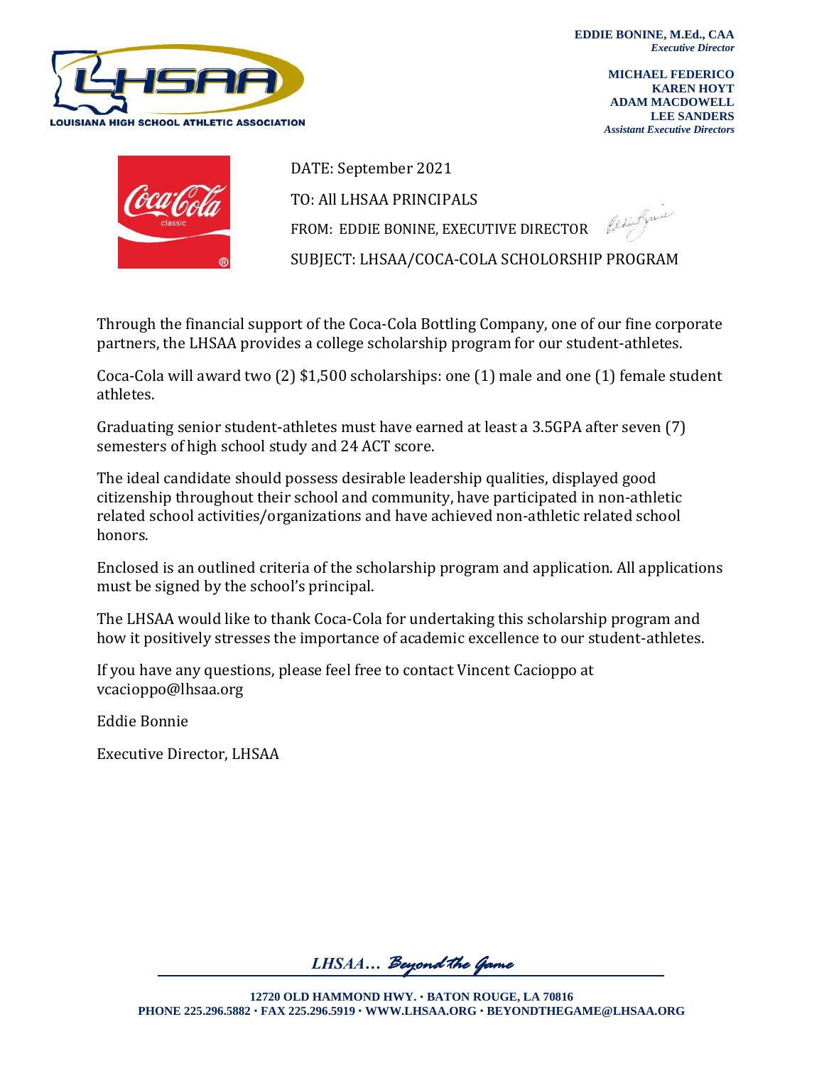**LOUISIANA HIGH SCHOOL ATHLETIC ASSOCIATION**

**EDDIE BONINE, M.Ed., CAA**
*Executive Director*

**MICHAEL FEDERICO**
**KAREN HOYT**
**ADAM MACDOWELL**
**LEE SANDERS**
*Assistant Executive Directors*

DATE: September 2021

TO: All LHSAA PRINCIPALS

FROM: EDDIE BONINE, EXECUTIVE DIRECTOR

SUBJECT: LHSAA/COCA-COLA SCHOLORSHIP PROGRAM

Through the financial support of the Coca-Cola Bottling Company, one of our fine corporate partners, the LHSAA provides a college scholarship program for our student-athletes.

Coca-Cola will award two (2) $1,500 scholarships: one (1) male and one (1) female student athletes.

Graduating senior student-athletes must have earned at least a 3.5GPA after seven (7) semesters of high school study and 24 ACT score.

The ideal candidate should possess desirable leadership qualities, displayed good citizenship throughout their school and community, have participated in non-athletic related school activities/organizations and have achieved non-athletic related school honors.

Enclosed is an outlined criteria of the scholarship program and application. All applications must be signed by the school's principal.

The LHSAA would like to thank Coca-Cola for undertaking this scholarship program and how it positively stresses the importance of academic excellence to our student-athletes.

If you have any questions, please feel free to contact Vincent Cacioppo at vcacioppo@lhsaa.org

Eddie Bonnie

Executive Director, LHSAA

*LHSAA… Beyond the Game*

**12720 OLD HAMMOND HWY. · BATON ROUGE, LA 70816**
**PHONE 225.296.5882 · FAX 225.296.5919 · WWW.LHSAA.ORG · BEYONDTHEGAME@LHSAA.ORG**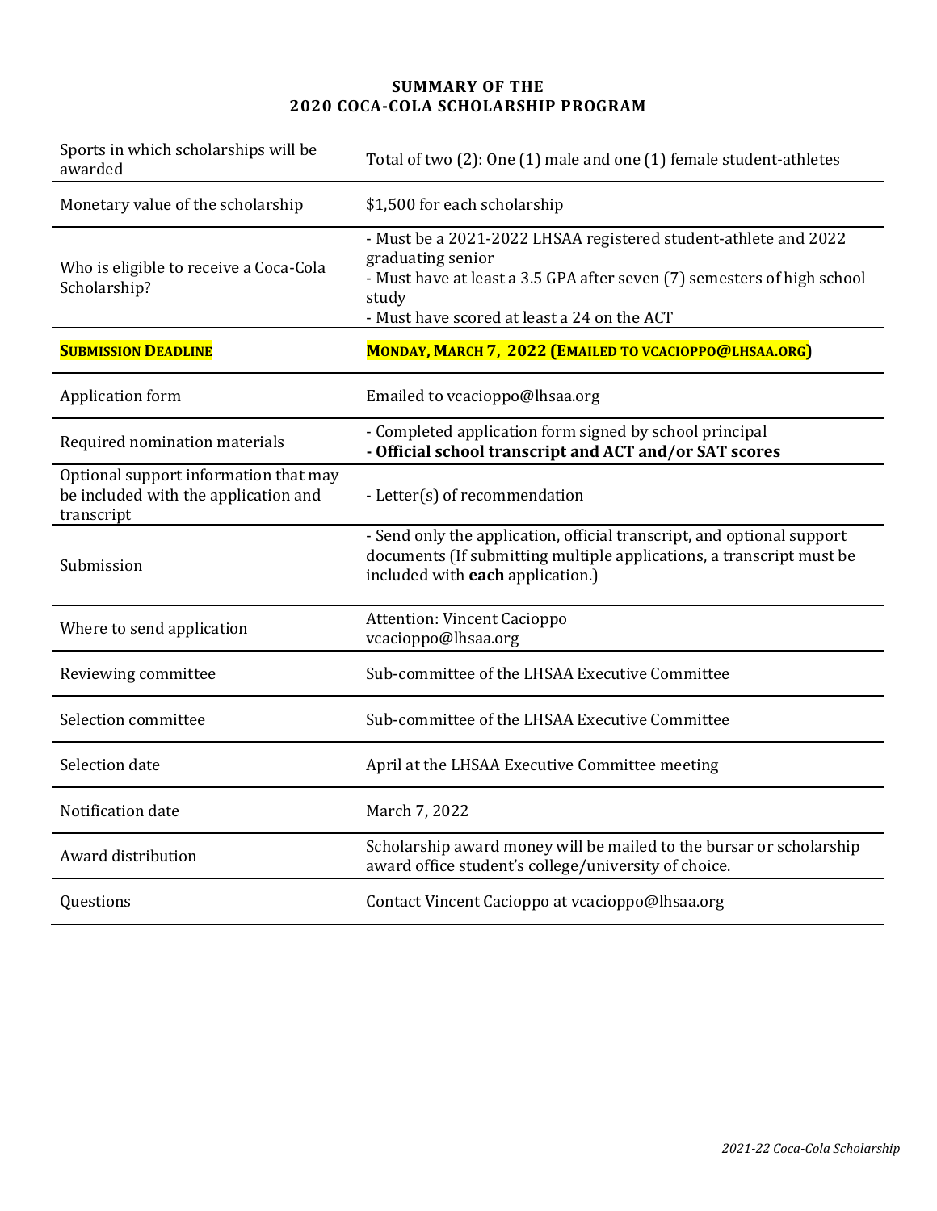# SUMMARY OF THE 2020 COCA-COLA SCHOLARSHIP PROGRAM

| | |
|---|---|
| Sports in which scholarships will be awarded | Total of two (2): One (1) male and one (1) female student-athletes |
| Monetary value of the scholarship | $1,500 for each scholarship |
| Who is eligible to receive a Coca-Cola Scholarship? | - Must be a 2021-2022 LHSAA registered student-athlete and 2022 graduating senior<br>- Must have at least a 3.5 GPA after seven (7) semesters of high school study<br>- Must have scored at least a 24 on the ACT |
| **SUBMISSION DEADLINE** | **MONDAY, MARCH 7, 2022 (EMAILED TO VCACIOPPO@LHSAA.ORG)** |
| Application form | Emailed to vcacioppo@lhsaa.org |
| Required nomination materials | - Completed application form signed by school principal<br>**- Official school transcript and ACT and/or SAT scores** |
| Optional support information that may be included with the application and transcript | - Letter(s) of recommendation |
| Submission | - Send only the application, official transcript, and optional support documents (If submitting multiple applications, a transcript must be included with **each** application.) |
| Where to send application | Attention: Vincent Cacioppo<br>vcacioppo@lhsaa.org |
| Reviewing committee | Sub-committee of the LHSAA Executive Committee |
| Selection committee | Sub-committee of the LHSAA Executive Committee |
| Selection date | April at the LHSAA Executive Committee meeting |
| Notification date | March 7, 2022 |
| Award distribution | Scholarship award money will be mailed to the bursar or scholarship award office student's college/university of choice. |
| Questions | Contact Vincent Cacioppo at vcacioppo@lhsaa.org |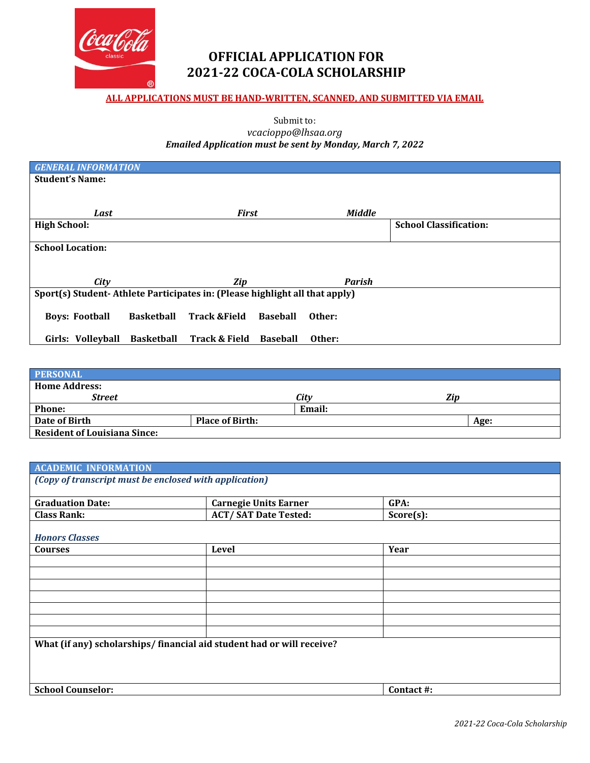# OFFICIAL APPLICATION FOR 2021-22 COCA-COLA SCHOLARSHIP

**ALL APPLICATIONS MUST BE HAND-WRITTEN, SCANNED, AND SUBMITTED VIA EMAIL**

Submit to:
*vcacioppo@lhsaa.org*
***Emailed Application must be sent by Monday, March 7, 2022***

| ***GENERAL INFORMATION*** | | | |
|---|---|---|---|
| **Student's Name:** | | | |
| ***Last*** | ***First*** | ***Middle*** | |
| **High School:** | | | **School Classification:** |
| **School Location:** | | | |
| ***City*** | ***Zip*** | ***Parish*** | |
| **Sport(s) Student- Athlete Participates in: (Please highlight all that apply)** | | | |
| **Boys: Football    Basketball    Track &Field    Baseball    Other:** | | | |
| **Girls: Volleyball    Basketball    Track & Field    Baseball    Other:** | | | |

| **PERSONAL** | | | |
|---|---|---|---|
| **Home Address:** | | | |
| ***Street*** | ***City*** | ***Zip*** | |
| **Phone:** | | **Email:** | |
| **Date of Birth** | **Place of Birth:** | | **Age:** |
| **Resident of Louisiana Since:** | | | |

| **ACADEMIC INFORMATION** | | |
|---|---|---|
| ***(Copy of transcript must be enclosed with application)*** | | |
| **Graduation Date:** | **Carnegie Units Earner** | **GPA:** |
| **Class Rank:** | **ACT/ SAT Date Tested:** | **Score(s):** |
| ***Honors Classes*** | | |
| **Courses** | **Level** | **Year** |
| | | |
| | | |
| | | |
| | | |
| | | |
| | | |
| | | |
| **What (if any) scholarships/ financial aid student had or will receive?** | | |
| **School Counselor:** | | **Contact #:** |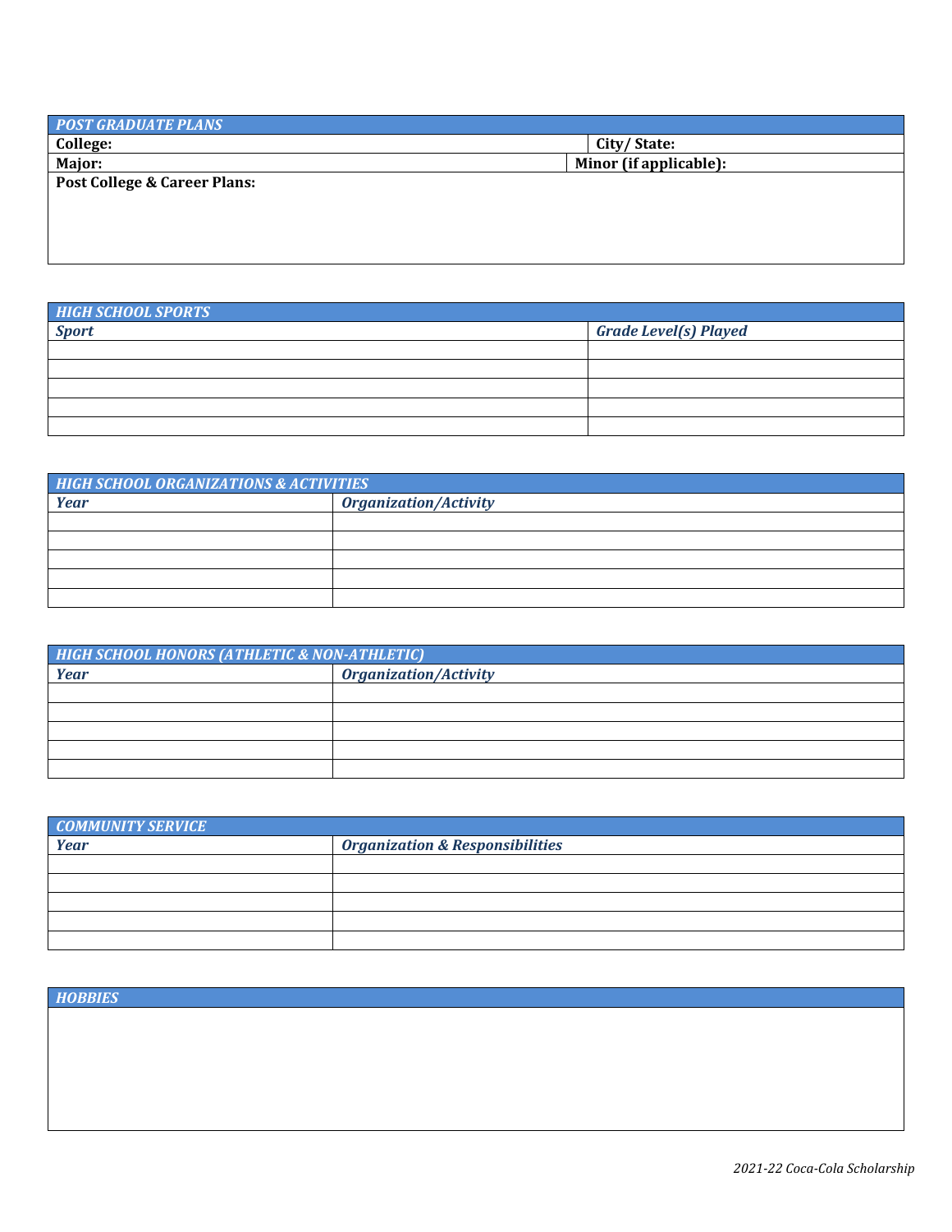| ***POST GRADUATE PLANS*** | |
|---|---|
| **College:** | **City/ State:** |
| **Major:** | **Minor (if applicable):** |
| **Post College & Career Plans:** | |

| ***HIGH SCHOOL SPORTS*** | |
|---|---|
| ***Sport*** | ***Grade Level(s) Played*** |
| | |
| | |
| | |
| | |
| | |

| ***HIGH SCHOOL ORGANIZATIONS & ACTIVITIES*** | |
|---|---|
| ***Year*** | ***Organization/Activity*** |
| | |
| | |
| | |
| | |
| | |

| ***HIGH SCHOOL HONORS (ATHLETIC & NON-ATHLETIC)*** | |
|---|---|
| ***Year*** | ***Organization/Activity*** |
| | |
| | |
| | |
| | |
| | |

| ***COMMUNITY SERVICE*** | |
|---|---|
| ***Year*** | ***Organization & Responsibilities*** |
| | |
| | |
| | |
| | |
| | |

| ***HOBBIES*** |
|---|
| |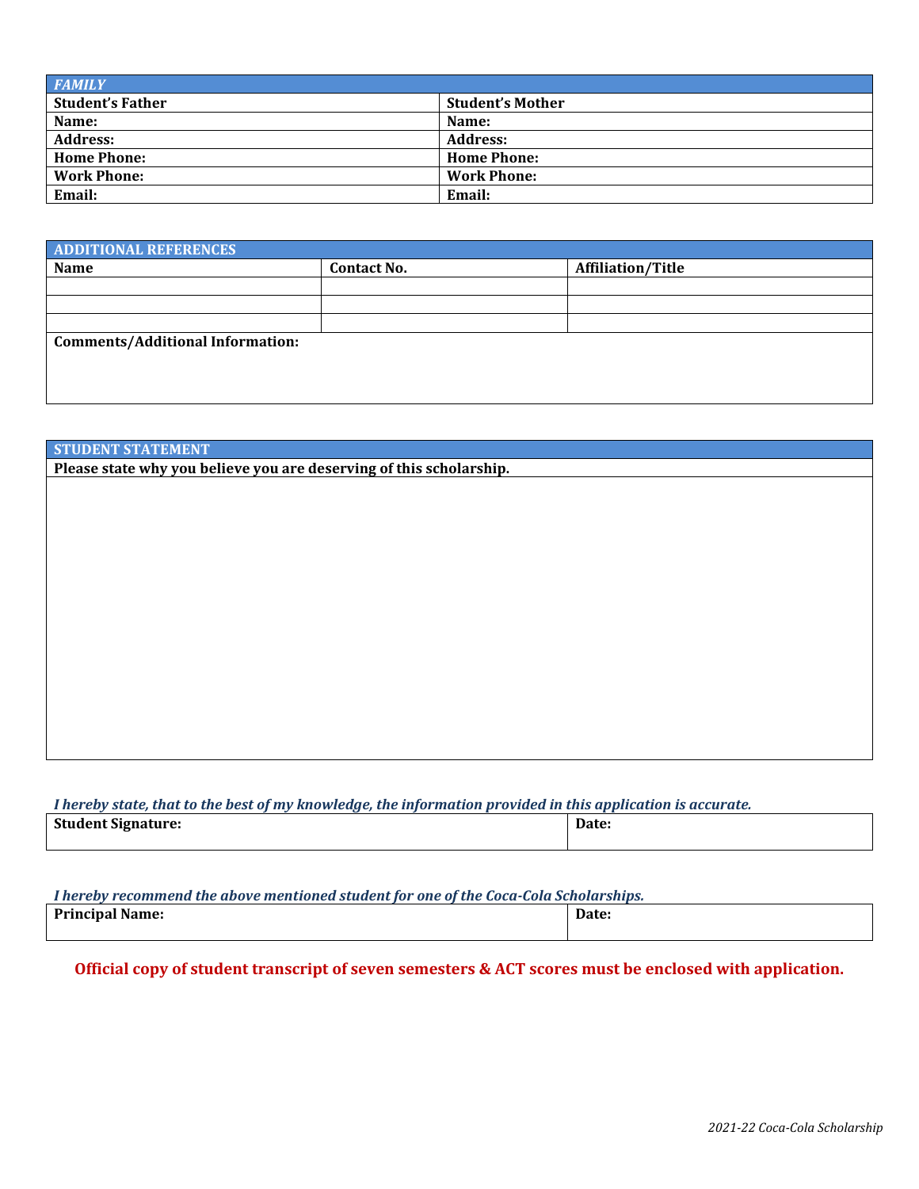| *FAMILY* | |
|---|---|
| **Student's Father** | **Student's Mother** |
| **Name:** | **Name:** |
| **Address:** | **Address:** |
| **Home Phone:** | **Home Phone:** |
| **Work Phone:** | **Work Phone:** |
| **Email:** | **Email:** |

| **ADDITIONAL REFERENCES** | | |
|---|---|---|
| **Name** | **Contact No.** | **Affiliation/Title** |
| | | |
| | | |
| | | |
| **Comments/Additional Information:** | | |

| **STUDENT STATEMENT** |
|---|
| **Please state why you believe you are deserving of this scholarship.** |
| |

***I hereby state, that to the best of my knowledge, the information provided in this application is accurate.***

| **Student Signature:** | **Date:** |
|---|---|

***I hereby recommend the above mentioned student for one of the Coca-Cola Scholarships.***

| **Principal Name:** | **Date:** |
|---|---|

**Official copy of student transcript of seven semesters & ACT scores must be enclosed with application.**